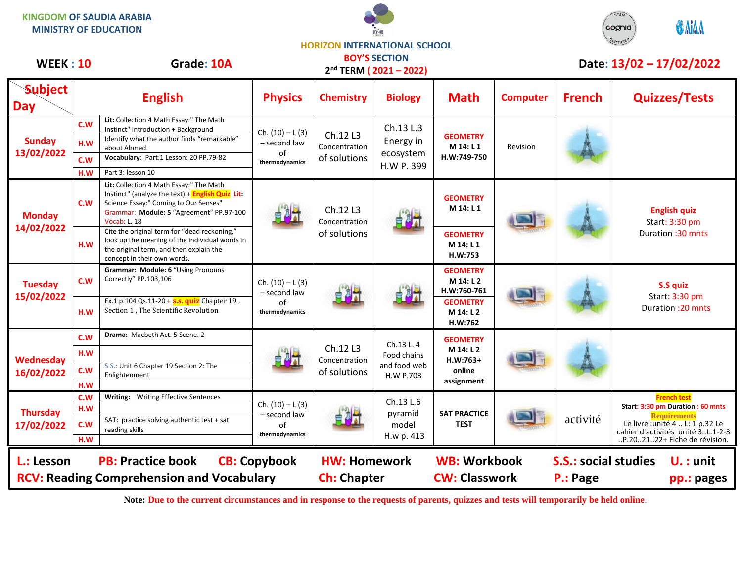KINGDOM OF SAUDIA ARABIA
MINISTRY OF EDUCATION

HORIZON INTERNATIONAL SCHOOL
BOY'S SECTION
2nd TERM ( 2021 – 2022)

**WEEK : 10** **Grade: 10A** **Date: 13/02 – 17/02/2022**

| Subject / Day | English | | Physics | Chemistry | Biology | Math | Computer | French | Quizzes/Tests |
|---|---|---|---|---|---|---|---|---|---|
| Sunday 13/02/2022 | C.W | Lit: Collection 4 Math Essay:" The Math Instinct" Introduction + Background | Ch. (10) – L (3) – second law of thermodynamics | Ch.12 L3 Concentration of solutions | Ch.13 L.3 Energy in ecosystem H.W P. 399 | GEOMETRY M 14: L 1 H.W:749-750 | Revision | | |
| | H.W | Identify what the author finds "remarkable" about Ahmed. | | | | | | | |
| | C.W | Vocabulary: Part:1 Lesson: 20 PP.79-82 | | | | | | | |
| | H.W | Part 3: lesson 10 | | | | | | | |
| Monday 14/02/2022 | C.W | Lit: Collection 4 Math Essay:" The Math Instinct" (analyze the text) + English Quiz Lit: Science Essay:" Coming to Our Senses" Grammar: Module: 5 "Agreement" PP.97-100 Vocab: L. 18 | | Ch.12 L3 Concentration of solutions | | GEOMETRY M 14: L 1 | | | English quiz Start: 3:30 pm Duration :30 mnts |
| | H.W | Cite the original term for "dead reckoning," look up the meaning of the individual words in the original term, and then explain the concept in their own words. | | | | GEOMETRY M 14: L 1 H.W:753 | | | |
| Tuesday 15/02/2022 | C.W | Grammar: Module: 6 "Using Pronouns Correctly" PP.103,106 | Ch. (10) – L (3) – second law of thermodynamics | | | GEOMETRY M 14: L 2 H.W:760-761 | | | S.S quiz Start: 3:30 pm Duration :20 mnts |
| | H.W | Ex.1 p.104 Qs.11-20 + s.s. quiz Chapter 19 , Section 1 , The Scientific Revolution | | | | GEOMETRY M 14: L 2 H.W:762 | | | |
| Wednesday 16/02/2022 | C.W | Drama: Macbeth Act. 5 Scene. 2 | | Ch.12 L3 Concentration of solutions | Ch.13 L. 4 Food chains and food web H.W P.703 | GEOMETRY M 14: L 2 H.W:763+ online assignment | | | |
| | H.W | | | | | | | | |
| | C.W | S.S.: Unit 6 Chapter 19 Section 2: The Enlightenment | | | | | | | |
| | H.W | | | | | | | | |
| Thursday 17/02/2022 | C.W | Writing: Writing Effective Sentences | Ch. (10) – L (3) – second law of thermodynamics | | Ch.13 L.6 pyramid model H.w p. 413 | SAT PRACTICE TEST | | activité | French test Start: 3:30 pm Duration : 60 mnts Requirements Le livre :unité 4 .. L: 1 p.32 Le cahier d'activités unité 3..L:1-2-3 ..P.20..21..22+ Fiche de révision. |
| | H.W | | | | | | | | |
| | C.W | SAT: practice solving authentic test + sat reading skills | | | | | | | |
| | H.W | | | | | | | | |

**L.: Lesson** **PB: Practice book** **CB: Copybook** **HW: Homework** **WB: Workbook** **S.S.: social studies** **U. : unit**
**RCV: Reading Comprehension and Vocabulary** **Ch: Chapter** **CW: Classwork** **P.: Page** **pp.: pages**

**Note: Due to the current circumstances and in response to the requests of parents, quizzes and tests will temporarily be held online.**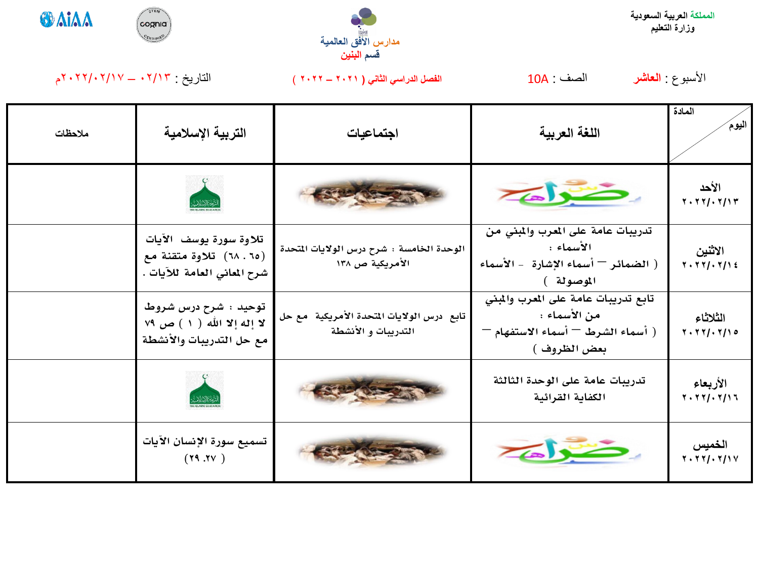المملكة العربية السعودية
وزارة التعليم

مدارس الأفق العالمية
قسم البنين

الأسبوع : العاشر　　　الصف : 10A　　　الفصل الدراسي الثاني ( ٢٠٢١ – ٢٠٢٢ )　　　التاريخ : ٠٢/١٣ – ٢٠٢٢/٠٢/١٧م

| اليوم / المادة | اللغة العربية | اجتماعيات | التربية الإسلامية | ملاحظات |
|---|---|---|---|---|
| الأحد ٢٠٢٢/٠٢/١٣ | | | | |
| الاثنين ٢٠٢٢/٠٢/١٤ | تدريبات عامة على المعرب والمبني من الأسماء : ( الضمائر – أسماء الإشارة – الأسماء الموصولة ) | الوحدة الخامسة : شرح درس الولايات المتحدة الأمريكية ص ١٣٨ | تلاوة سورة يوسف الآيات (٦٥ . ٦٨) تلاوة متقنة مع شرح المعاني العامة للآيات . | |
| الثلاثاء ٢٠٢٢/٠٢/١٥ | تابع تدريبات عامة على المعرب والمبني من الأسماء : ( أسماء الشرط – أسماء الاستفهام – بعض الظروف ) | تابع درس الولايات المتحدة الأمريكية مع حل التدريبات و الأنشطة | توحيد : شرح درس شروط لا إله إلا الله ( ١ ) ص ٧٩ مع حل التدريبات والأنشطة | |
| الأربعاء ٢٠٢٢/٠٢/١٦ | تدريبات عامة على الوحدة الثالثة الكفاية القرائية | | | |
| الخميس ٢٠٢٢/٠٢/١٧ | | | تسميع سورة الإنسان الآيات ( ٢٧. ٢٩ ) | |